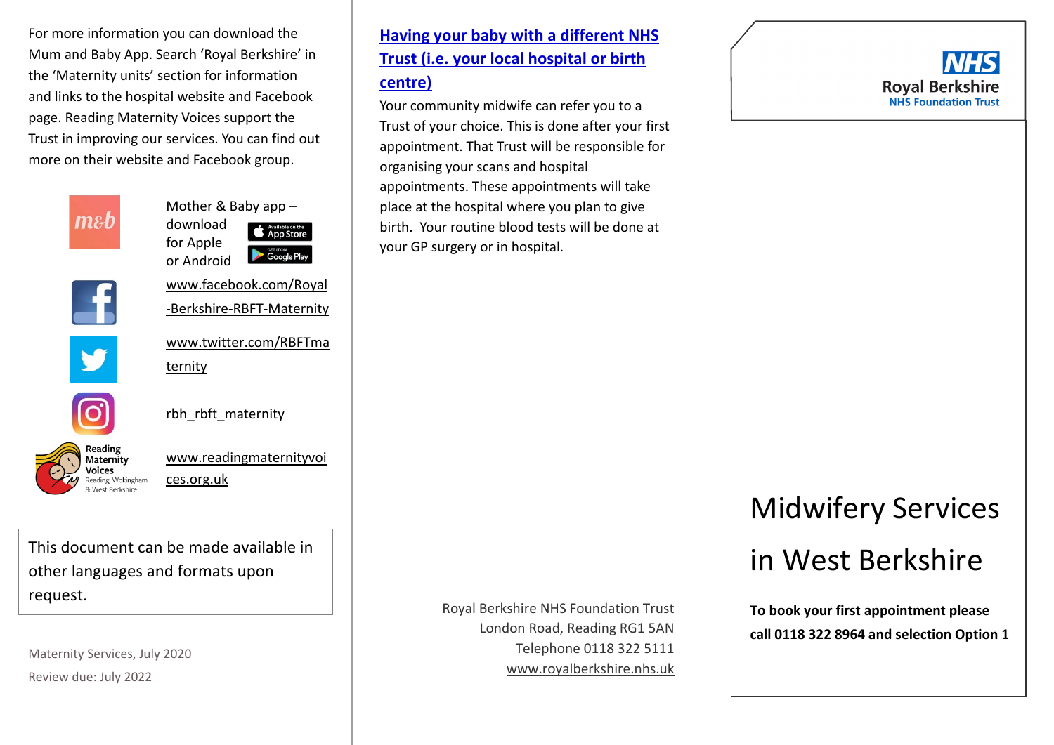For more information you can download the Mum and Baby App. Search 'Royal Berkshire' in the 'Maternity units' section for information and links to the hospital website and Facebook page. Reading Maternity Voices support the Trust in improving our services. You can find out more on their website and Facebook group.

Mother & Baby app – download for Apple or Android

www.facebook.com/Royal-Berkshire-RBFT-Maternity

www.twitter.com/RBFTmaternity

rbh_rbft_maternity

Reading Maternity Voices – Reading, Wokingham & West Berkshire

www.readingmaternityvoices.org.uk

This document can be made available in other languages and formats upon request.

Maternity Services, July 2020

Review due: July 2022

## Having your baby with a different NHS Trust (i.e. your local hospital or birth centre)

Your community midwife can refer you to a Trust of your choice. This is done after your first appointment. That Trust will be responsible for organising your scans and hospital appointments. These appointments will take place at the hospital where you plan to give birth. Your routine blood tests will be done at your GP surgery or in hospital.

Royal Berkshire NHS Foundation Trust
London Road, Reading RG1 5AN
Telephone 0118 322 5111
www.royalberkshire.nhs.uk

NHS Royal Berkshire NHS Foundation Trust

# Midwifery Services in West Berkshire

**To book your first appointment please call 0118 322 8964 and selection Option 1**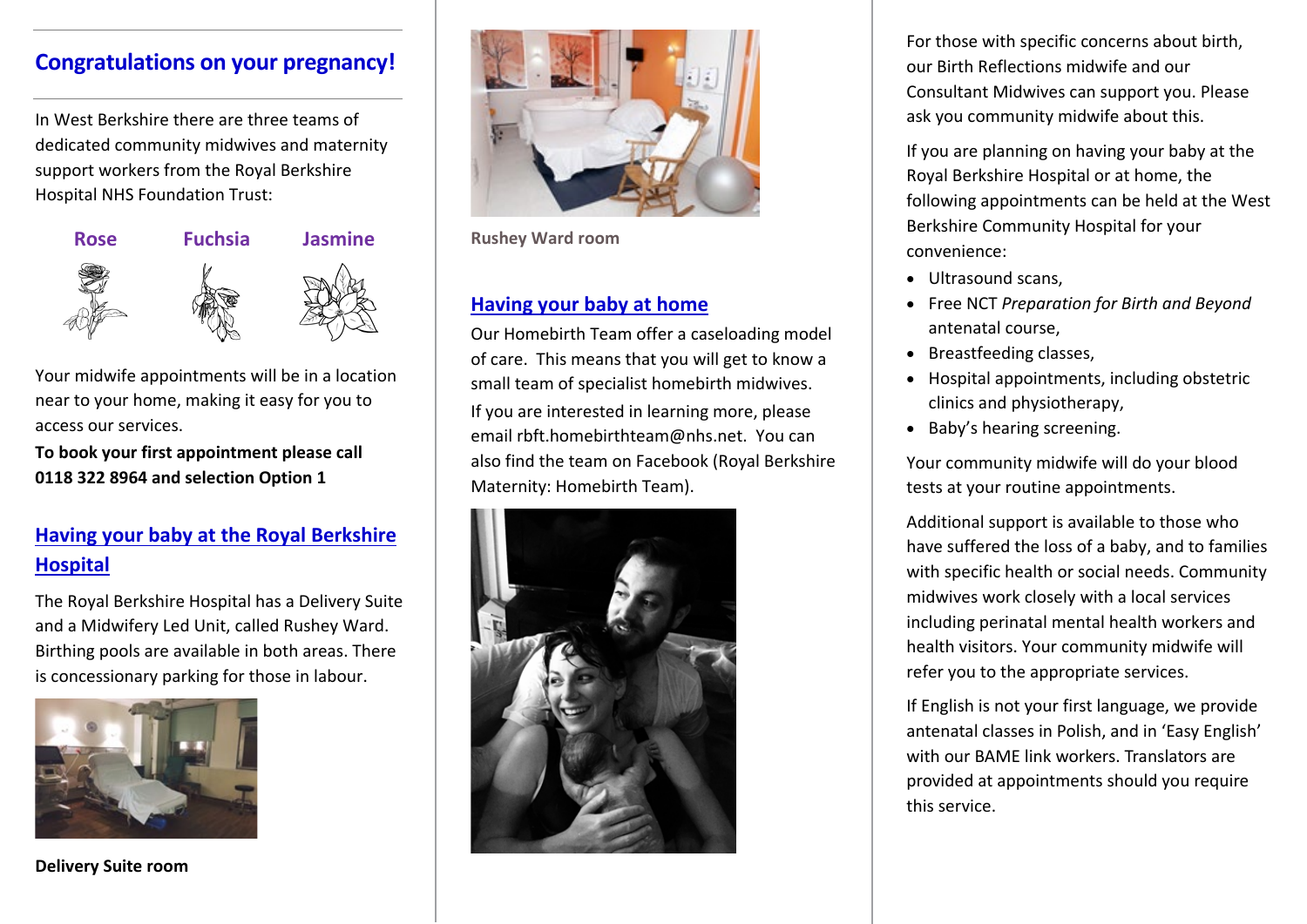## Congratulations on your pregnancy!

In West Berkshire there are three teams of dedicated community midwives and maternity support workers from the Royal Berkshire Hospital NHS Foundation Trust:

**Rose** **Fuchsia** **Jasmine**

Your midwife appointments will be in a location near to your home, making it easy for you to access our services.

**To book your first appointment please call 0118 322 8964 and selection Option 1**

## Having your baby at the Royal Berkshire Hospital

The Royal Berkshire Hospital has a Delivery Suite and a Midwifery Led Unit, called Rushey Ward. Birthing pools are available in both areas. There is concessionary parking for those in labour.

**Delivery Suite room**

**Rushey Ward room**

## Having your baby at home

Our Homebirth Team offer a caseloading model of care. This means that you will get to know a small team of specialist homebirth midwives.

If you are interested in learning more, please email rbft.homebirthteam@nhs.net. You can also find the team on Facebook (Royal Berkshire Maternity: Homebirth Team).

For those with specific concerns about birth, our Birth Reflections midwife and our Consultant Midwives can support you. Please ask you community midwife about this.

If you are planning on having your baby at the Royal Berkshire Hospital or at home, the following appointments can be held at the West Berkshire Community Hospital for your convenience:

- Ultrasound scans,
- Free NCT *Preparation for Birth and Beyond* antenatal course,
- Breastfeeding classes,
- Hospital appointments, including obstetric clinics and physiotherapy,
- Baby's hearing screening.

Your community midwife will do your blood tests at your routine appointments.

Additional support is available to those who have suffered the loss of a baby, and to families with specific health or social needs. Community midwives work closely with a local services including perinatal mental health workers and health visitors. Your community midwife will refer you to the appropriate services.

If English is not your first language, we provide antenatal classes in Polish, and in 'Easy English' with our BAME link workers. Translators are provided at appointments should you require this service.